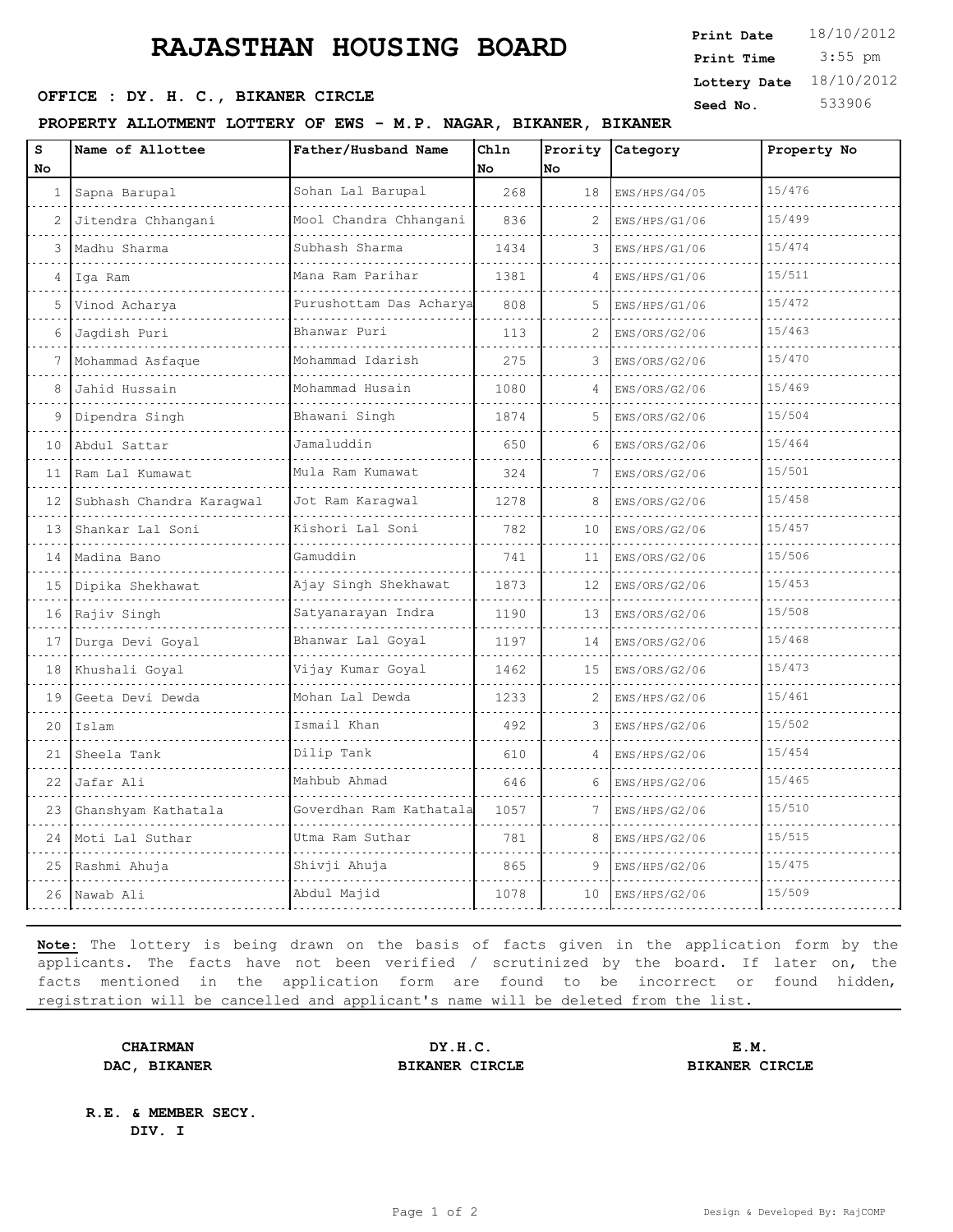# RAJASTHAN HOUSING BOARD

**Print Date** 18/10/2012
**Print Time** 3:55 pm
**Lottery Date** 18/10/2012
**Seed No.** 533906

**OFFICE : DY. H. C., BIKANER CIRCLE**

**PROPERTY ALLOTMENT LOTTERY OF EWS - M.P. NAGAR, BIKANER, BIKANER**

| S No | Name of Allottee | Father/Husband Name | Chln No | Prority No | Category | Property No |
|---|---|---|---|---|---|---|
| 1 | Sapna Barupal | Sohan Lal Barupal | 268 | 18 | EWS/HPS/G4/05 | 15/476 |
| 2 | Jitendra Chhangani | Mool Chandra Chhangani | 836 | 2 | EWS/HPS/G1/06 | 15/499 |
| 3 | Madhu Sharma | Subhash Sharma | 1434 | 3 | EWS/HPS/G1/06 | 15/474 |
| 4 | Iga Ram | Mana Ram Parihar | 1381 | 4 | EWS/HPS/G1/06 | 15/511 |
| 5 | Vinod Acharya | Purushottam Das Acharya | 808 | 5 | EWS/HPS/G1/06 | 15/472 |
| 6 | Jagdish Puri | Bhanwar Puri | 113 | 2 | EWS/ORS/G2/06 | 15/463 |
| 7 | Mohammad Asfaque | Mohammad Idarish | 275 | 3 | EWS/ORS/G2/06 | 15/470 |
| 8 | Jahid Hussain | Mohammad Husain | 1080 | 4 | EWS/ORS/G2/06 | 15/469 |
| 9 | Dipendra Singh | Bhawani Singh | 1874 | 5 | EWS/ORS/G2/06 | 15/504 |
| 10 | Abdul Sattar | Jamaluddin | 650 | 6 | EWS/ORS/G2/06 | 15/464 |
| 11 | Ram Lal Kumawat | Mula Ram Kumawat | 324 | 7 | EWS/ORS/G2/06 | 15/501 |
| 12 | Subhash Chandra Karagwal | Jot Ram Karagwal | 1278 | 8 | EWS/ORS/G2/06 | 15/458 |
| 13 | Shankar Lal Soni | Kishori Lal Soni | 782 | 10 | EWS/ORS/G2/06 | 15/457 |
| 14 | Madina Bano | Gamuddin | 741 | 11 | EWS/ORS/G2/06 | 15/506 |
| 15 | Dipika Shekhawat | Ajay Singh Shekhawat | 1873 | 12 | EWS/ORS/G2/06 | 15/453 |
| 16 | Rajiv Singh | Satyanarayan Indra | 1190 | 13 | EWS/ORS/G2/06 | 15/508 |
| 17 | Durga Devi Goyal | Bhanwar Lal Goyal | 1197 | 14 | EWS/ORS/G2/06 | 15/468 |
| 18 | Khushali Goyal | Vijay Kumar Goyal | 1462 | 15 | EWS/ORS/G2/06 | 15/473 |
| 19 | Geeta Devi Dewda | Mohan Lal Dewda | 1233 | 2 | EWS/HPS/G2/06 | 15/461 |
| 20 | Islam | Ismail Khan | 492 | 3 | EWS/HPS/G2/06 | 15/502 |
| 21 | Sheela Tank | Dilip Tank | 610 | 4 | EWS/HPS/G2/06 | 15/454 |
| 22 | Jafar Ali | Mahbub Ahmad | 646 | 6 | EWS/HPS/G2/06 | 15/465 |
| 23 | Ghanshyam Kathatala | Goverdhan Ram Kathatala | 1057 | 7 | EWS/HPS/G2/06 | 15/510 |
| 24 | Moti Lal Suthar | Utma Ram Suthar | 781 | 8 | EWS/HPS/G2/06 | 15/515 |
| 25 | Rashmi Ahuja | Shivji Ahuja | 865 | 9 | EWS/HPS/G2/06 | 15/475 |
| 26 | Nawab Ali | Abdul Majid | 1078 | 10 | EWS/HPS/G2/06 | 15/509 |

**Note:** The lottery is being drawn on the basis of facts given in the application form by the applicants. The facts have not been verified / scrutinized by the board. If later on, the facts mentioned in the application form are found to be incorrect or found hidden, registration will be cancelled and applicant's name will be deleted from the list.

**CHAIRMAN**
**DAC, BIKANER**

**DY.H.C.**
**BIKANER CIRCLE**

**E.M.**
**BIKANER CIRCLE**

**R.E. & MEMBER SECY.**
**DIV. I**

Design & Developed By: RajCOMP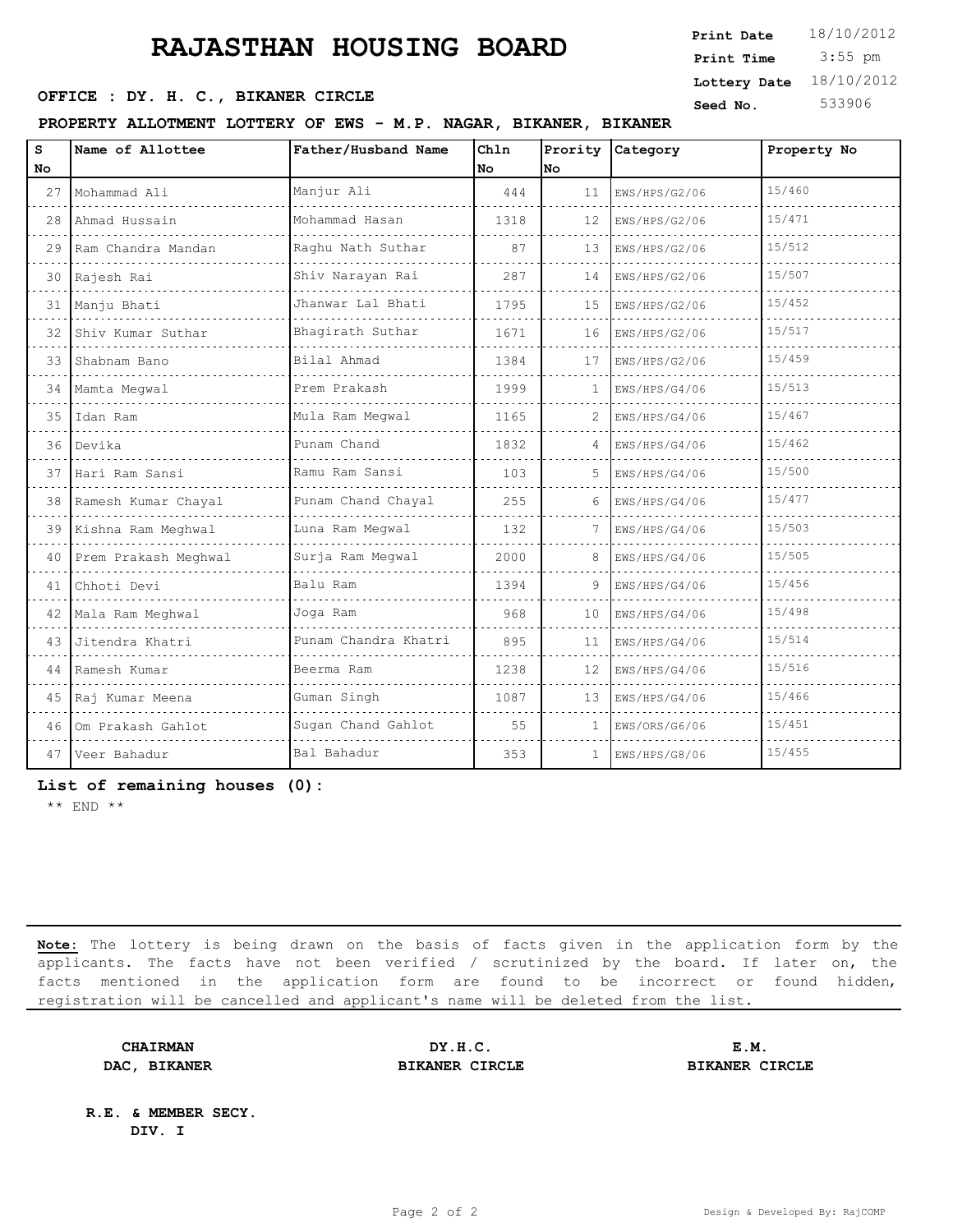# RAJASTHAN HOUSING BOARD

**OFFICE : DY. H. C., BIKANER CIRCLE**

**Print Date** 18/10/2012
**Print Time** 3:55 pm
**Lottery Date** 18/10/2012
**Seed No.** 533906

**PROPERTY ALLOTMENT LOTTERY OF EWS - M.P. NAGAR, BIKANER, BIKANER**

| S No | Name of Allottee | Father/Husband Name | Chln No | Prority No | Category | Property No |
|---|---|---|---|---|---|---|
| 27 | Mohammad Ali | Manjur Ali | 444 | 11 | EWS/HPS/G2/06 | 15/460 |
| 28 | Ahmad Hussain | Mohammad Hasan | 1318 | 12 | EWS/HPS/G2/06 | 15/471 |
| 29 | Ram Chandra Mandan | Raghu Nath Suthar | 87 | 13 | EWS/HPS/G2/06 | 15/512 |
| 30 | Rajesh Rai | Shiv Narayan Rai | 287 | 14 | EWS/HPS/G2/06 | 15/507 |
| 31 | Manju Bhati | Jhanwar Lal Bhati | 1795 | 15 | EWS/HPS/G2/06 | 15/452 |
| 32 | Shiv Kumar Suthar | Bhagirath Suthar | 1671 | 16 | EWS/HPS/G2/06 | 15/517 |
| 33 | Shabnam Bano | Bilal Ahmad | 1384 | 17 | EWS/HPS/G2/06 | 15/459 |
| 34 | Mamta Megwal | Prem Prakash | 1999 | 1 | EWS/HPS/G4/06 | 15/513 |
| 35 | Idan Ram | Mula Ram Megwal | 1165 | 2 | EWS/HPS/G4/06 | 15/467 |
| 36 | Devika | Punam Chand | 1832 | 4 | EWS/HPS/G4/06 | 15/462 |
| 37 | Hari Ram Sansi | Ramu Ram Sansi | 103 | 5 | EWS/HPS/G4/06 | 15/500 |
| 38 | Ramesh Kumar Chayal | Punam Chand Chayal | 255 | 6 | EWS/HPS/G4/06 | 15/477 |
| 39 | Kishna Ram Meghwal | Luna Ram Megwal | 132 | 7 | EWS/HPS/G4/06 | 15/503 |
| 40 | Prem Prakash Meghwal | Surja Ram Megwal | 2000 | 8 | EWS/HPS/G4/06 | 15/505 |
| 41 | Chhoti Devi | Balu Ram | 1394 | 9 | EWS/HPS/G4/06 | 15/456 |
| 42 | Mala Ram Meghwal | Joga Ram | 968 | 10 | EWS/HPS/G4/06 | 15/498 |
| 43 | Jitendra Khatri | Punam Chandra Khatri | 895 | 11 | EWS/HPS/G4/06 | 15/514 |
| 44 | Ramesh Kumar | Beerma Ram | 1238 | 12 | EWS/HPS/G4/06 | 15/516 |
| 45 | Raj Kumar Meena | Guman Singh | 1087 | 13 | EWS/HPS/G4/06 | 15/466 |
| 46 | Om Prakash Gahlot | Sugan Chand Gahlot | 55 | 1 | EWS/ORS/G6/06 | 15/451 |
| 47 | Veer Bahadur | Bal Bahadur | 353 | 1 | EWS/HPS/G8/06 | 15/455 |

**List of remaining houses (0):**

** END **

**Note:** The lottery is being drawn on the basis of facts given in the application form by the applicants. The facts have not been verified / scrutinized by the board. If later on, the facts mentioned in the application form are found to be incorrect or found hidden, registration will be cancelled and applicant's name will be deleted from the list.

**CHAIRMAN**
**DAC, BIKANER**

**DY.H.C.**
**BIKANER CIRCLE**

**E.M.**
**BIKANER CIRCLE**

**R.E. & MEMBER SECY.**
**DIV. I**

Design & Developed By: RajCOMP